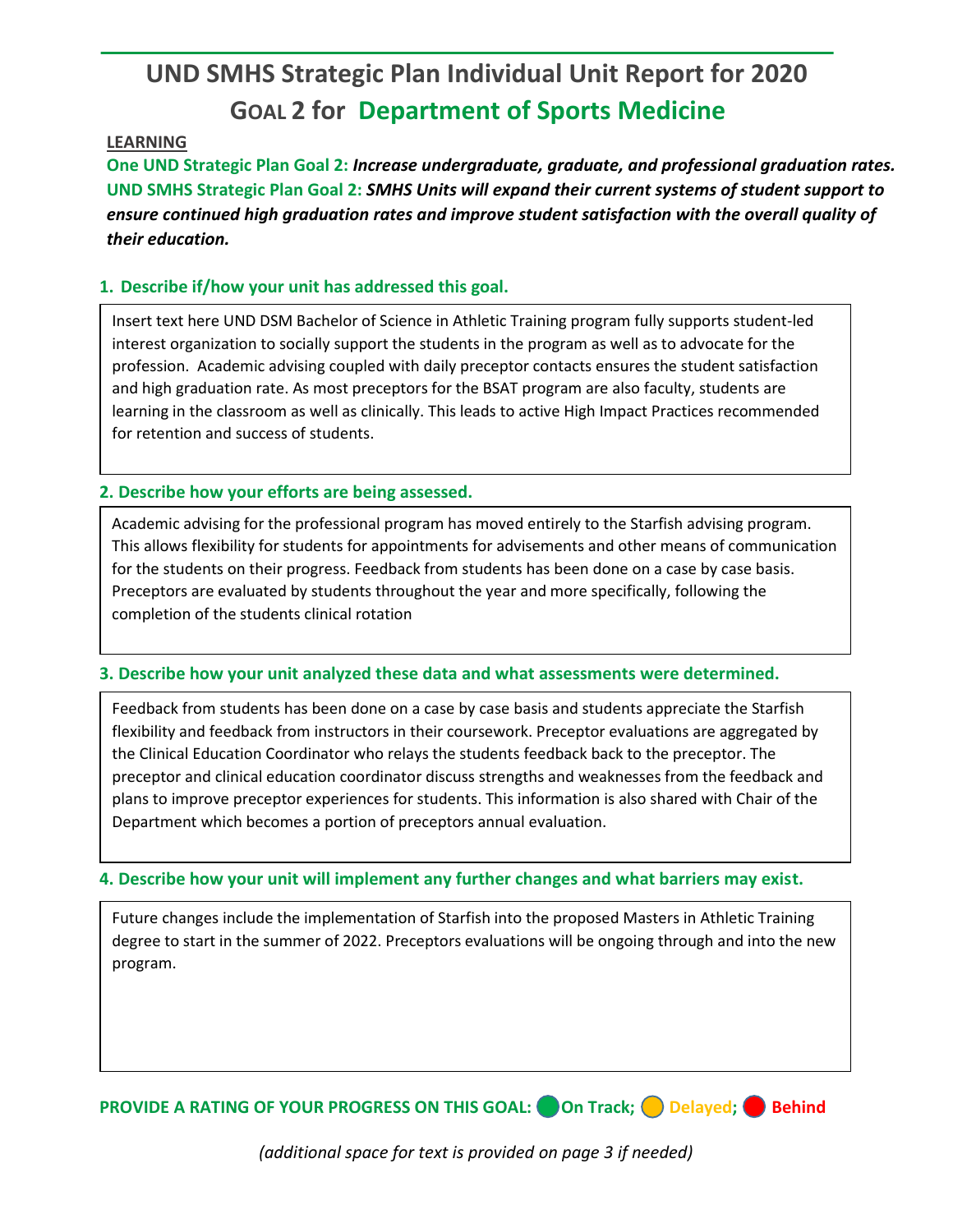# UND SMHS Strategic Plan Individual Unit Report for 2020

## GOAL 2 for Department of Sports Medicine

**LEARNING**

**One UND Strategic Plan Goal 2:** ***Increase undergraduate, graduate, and professional graduation rates.***

**UND SMHS Strategic Plan Goal 2:** ***SMHS Units will expand their current systems of student support to ensure continued high graduation rates and improve student satisfaction with the overall quality of their education.***

### 1. Describe if/how your unit has addressed this goal.

Insert text here UND DSM Bachelor of Science in Athletic Training program fully supports student-led interest organization to socially support the students in the program as well as to advocate for the profession. Academic advising coupled with daily preceptor contacts ensures the student satisfaction and high graduation rate. As most preceptors for the BSAT program are also faculty, students are learning in the classroom as well as clinically. This leads to active High Impact Practices recommended for retention and success of students.

### 2. Describe how your efforts are being assessed.

Academic advising for the professional program has moved entirely to the Starfish advising program. This allows flexibility for students for appointments for advisements and other means of communication for the students on their progress. Feedback from students has been done on a case by case basis. Preceptors are evaluated by students throughout the year and more specifically, following the completion of the students clinical rotation

### 3. Describe how your unit analyzed these data and what assessments were determined.

Feedback from students has been done on a case by case basis and students appreciate the Starfish flexibility and feedback from instructors in their coursework. Preceptor evaluations are aggregated by the Clinical Education Coordinator who relays the students feedback back to the preceptor. The preceptor and clinical education coordinator discuss strengths and weaknesses from the feedback and plans to improve preceptor experiences for students. This information is also shared with Chair of the Department which becomes a portion of preceptors annual evaluation.

### 4. Describe how your unit will implement any further changes and what barriers may exist.

Future changes include the implementation of Starfish into the proposed Masters in Athletic Training degree to start in the summer of 2022. Preceptors evaluations will be ongoing through and into the new program.

**PROVIDE A RATING OF YOUR PROGRESS ON THIS GOAL:** **On Track; Delayed; Behind**

*(additional space for text is provided on page 3 if needed)*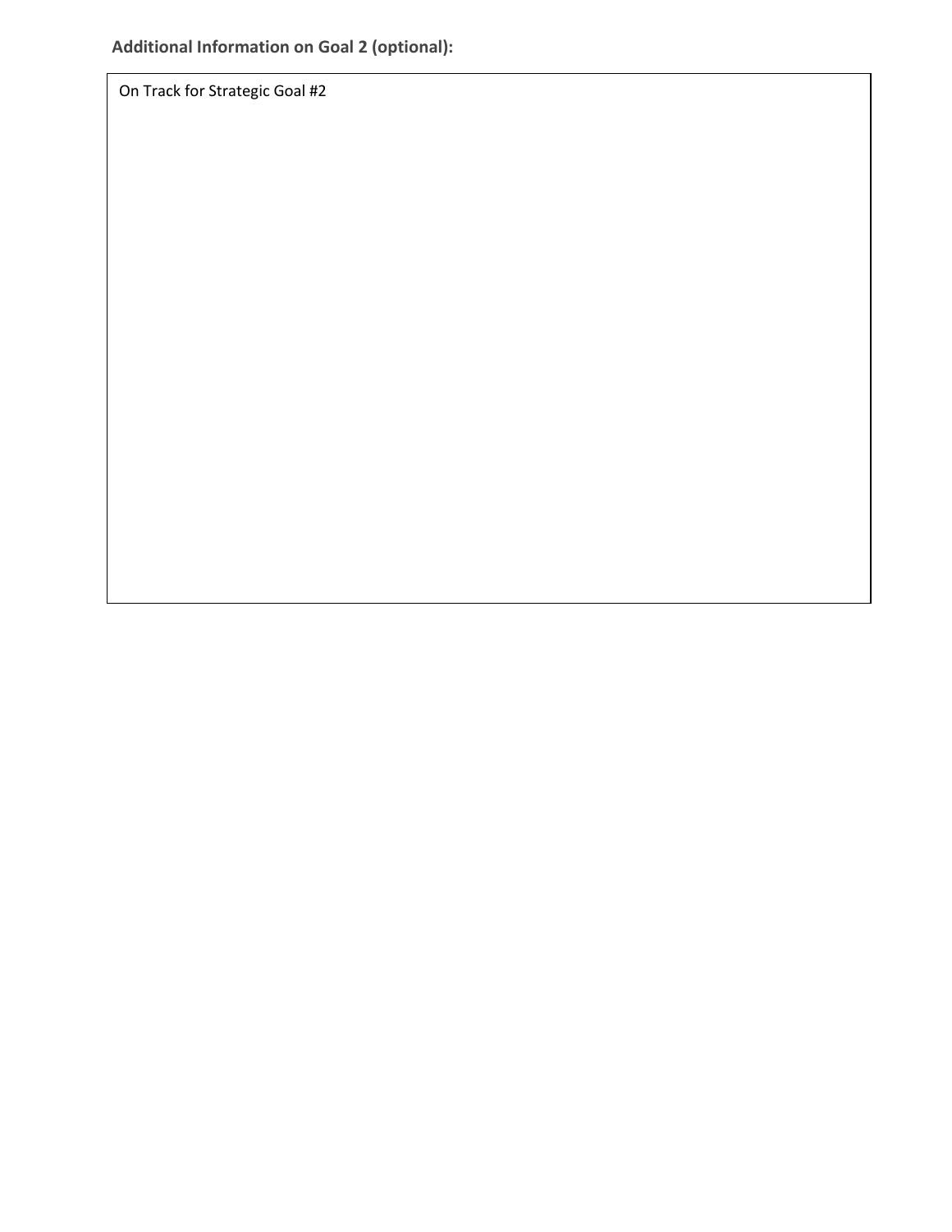**Additional Information on Goal 2 (optional):**

On Track for Strategic Goal #2